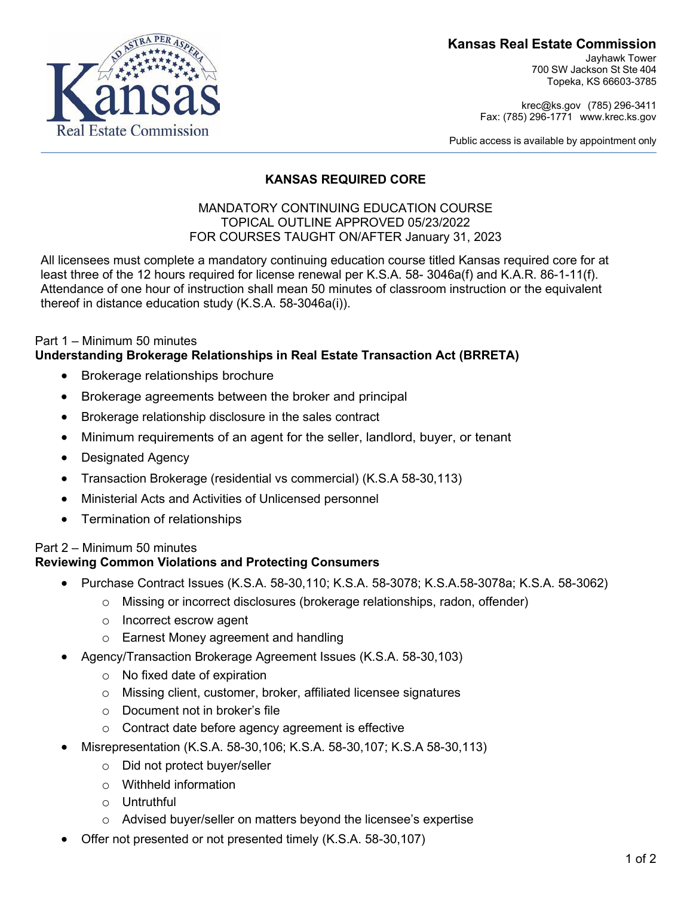**Kansas Real Estate Commission**
Jayhawk Tower
700 SW Jackson St Ste 404
Topeka, KS 66603-3785

krec@ks.gov (785) 296-3411
Fax: (785) 296-1771 www.krec.ks.gov

Public access is available by appointment only

# KANSAS REQUIRED CORE

MANDATORY CONTINUING EDUCATION COURSE
TOPICAL OUTLINE APPROVED 05/23/2022
FOR COURSES TAUGHT ON/AFTER January 31, 2023

All licensees must complete a mandatory continuing education course titled Kansas required core for at least three of the 12 hours required for license renewal per K.S.A. 58- 3046a(f) and K.A.R. 86-1-11(f). Attendance of one hour of instruction shall mean 50 minutes of classroom instruction or the equivalent thereof in distance education study (K.S.A. 58-3046a(i)).

Part 1 – Minimum 50 minutes
**Understanding Brokerage Relationships in Real Estate Transaction Act (BRRETA)**

- Brokerage relationships brochure
- Brokerage agreements between the broker and principal
- Brokerage relationship disclosure in the sales contract
- Minimum requirements of an agent for the seller, landlord, buyer, or tenant
- Designated Agency
- Transaction Brokerage (residential vs commercial) (K.S.A 58-30,113)
- Ministerial Acts and Activities of Unlicensed personnel
- Termination of relationships

Part 2 – Minimum 50 minutes
**Reviewing Common Violations and Protecting Consumers**

- Purchase Contract Issues (K.S.A. 58-30,110; K.S.A. 58-3078; K.S.A.58-3078a; K.S.A. 58-3062)
  - Missing or incorrect disclosures (brokerage relationships, radon, offender)
  - Incorrect escrow agent
  - Earnest Money agreement and handling
- Agency/Transaction Brokerage Agreement Issues (K.S.A. 58-30,103)
  - No fixed date of expiration
  - Missing client, customer, broker, affiliated licensee signatures
  - Document not in broker's file
  - Contract date before agency agreement is effective
- Misrepresentation (K.S.A. 58-30,106; K.S.A. 58-30,107; K.S.A 58-30,113)
  - Did not protect buyer/seller
  - Withheld information
  - Untruthful
  - Advised buyer/seller on matters beyond the licensee's expertise
- Offer not presented or not presented timely (K.S.A. 58-30,107)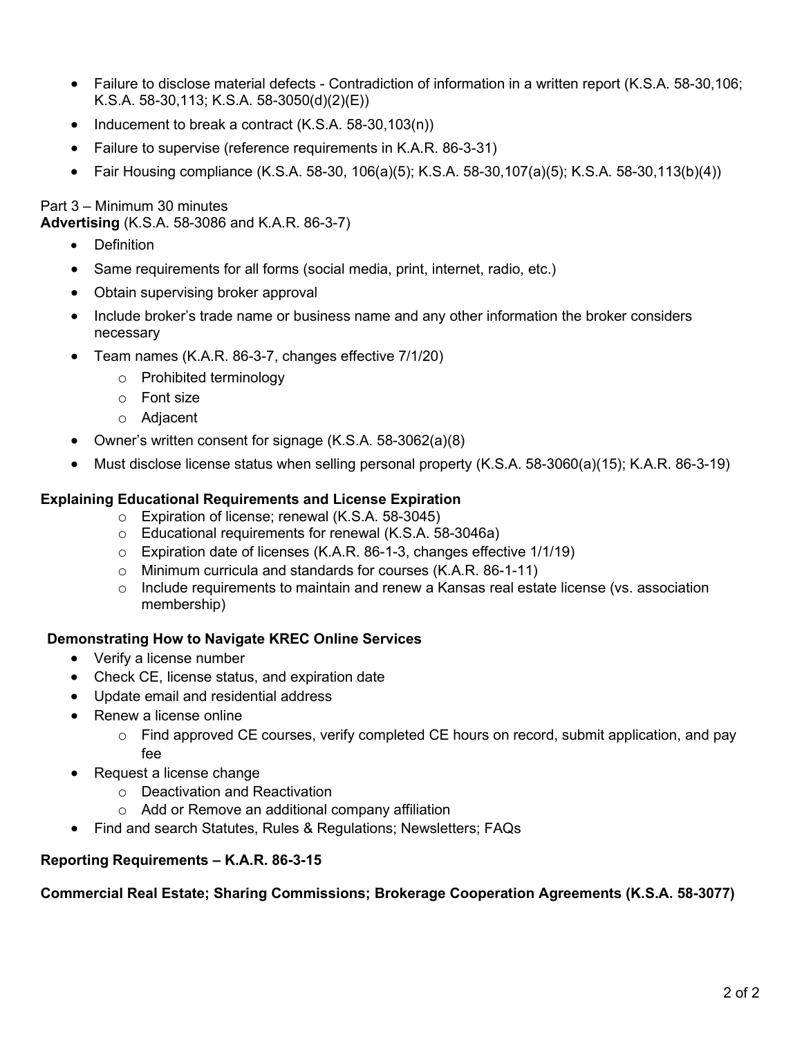- Failure to disclose material defects - Contradiction of information in a written report (K.S.A. 58-30,106; K.S.A. 58-30,113; K.S.A. 58-3050(d)(2)(E))
- Inducement to break a contract (K.S.A. 58-30,103(n))
- Failure to supervise (reference requirements in K.A.R. 86-3-31)
- Fair Housing compliance (K.S.A. 58-30, 106(a)(5); K.S.A. 58-30,107(a)(5); K.S.A. 58-30,113(b)(4))

Part 3 – Minimum 30 minutes

**Advertising** (K.S.A. 58-3086 and K.A.R. 86-3-7)

- Definition
- Same requirements for all forms (social media, print, internet, radio, etc.)
- Obtain supervising broker approval
- Include broker's trade name or business name and any other information the broker considers necessary
- Team names (K.A.R. 86-3-7, changes effective 7/1/20)
  - Prohibited terminology
  - Font size
  - Adjacent
- Owner's written consent for signage (K.S.A. 58-3062(a)(8)
- Must disclose license status when selling personal property (K.S.A. 58-3060(a)(15); K.A.R. 86-3-19)

**Explaining Educational Requirements and License Expiration**

- Expiration of license; renewal (K.S.A. 58-3045)
- Educational requirements for renewal (K.S.A. 58-3046a)
- Expiration date of licenses (K.A.R. 86-1-3, changes effective 1/1/19)
- Minimum curricula and standards for courses (K.A.R. 86-1-11)
- Include requirements to maintain and renew a Kansas real estate license (vs. association membership)

**Demonstrating How to Navigate KREC Online Services**

- Verify a license number
- Check CE, license status, and expiration date
- Update email and residential address
- Renew a license online
  - Find approved CE courses, verify completed CE hours on record, submit application, and pay fee
- Request a license change
  - Deactivation and Reactivation
  - Add or Remove an additional company affiliation
- Find and search Statutes, Rules & Regulations; Newsletters; FAQs

**Reporting Requirements – K.A.R. 86-3-15**

**Commercial Real Estate; Sharing Commissions; Brokerage Cooperation Agreements (K.S.A. 58-3077)**